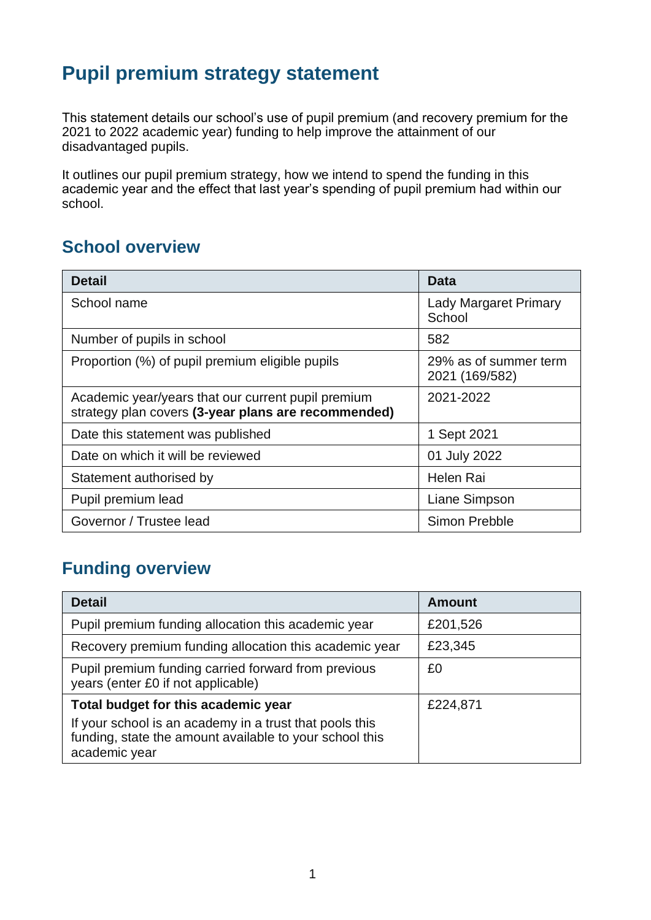# Pupil premium strategy statement

This statement details our school's use of pupil premium (and recovery premium for the 2021 to 2022 academic year) funding to help improve the attainment of our disadvantaged pupils.

It outlines our pupil premium strategy, how we intend to spend the funding in this academic year and the effect that last year's spending of pupil premium had within our school.

## School overview

| Detail | Data |
| --- | --- |
| School name | Lady Margaret Primary School |
| Number of pupils in school | 582 |
| Proportion (%) of pupil premium eligible pupils | 29% as of summer term 2021 (169/582) |
| Academic year/years that our current pupil premium strategy plan covers **(3-year plans are recommended)** | 2021-2022 |
| Date this statement was published | 1 Sept 2021 |
| Date on which it will be reviewed | 01 July 2022 |
| Statement authorised by | Helen Rai |
| Pupil premium lead | Liane Simpson |
| Governor / Trustee lead | Simon Prebble |

## Funding overview

| Detail | Amount |
| --- | --- |
| Pupil premium funding allocation this academic year | £201,526 |
| Recovery premium funding allocation this academic year | £23,345 |
| Pupil premium funding carried forward from previous years (enter £0 if not applicable) | £0 |
| **Total budget for this academic year**<br>If your school is an academy in a trust that pools this funding, state the amount available to your school this academic year | £224,871 |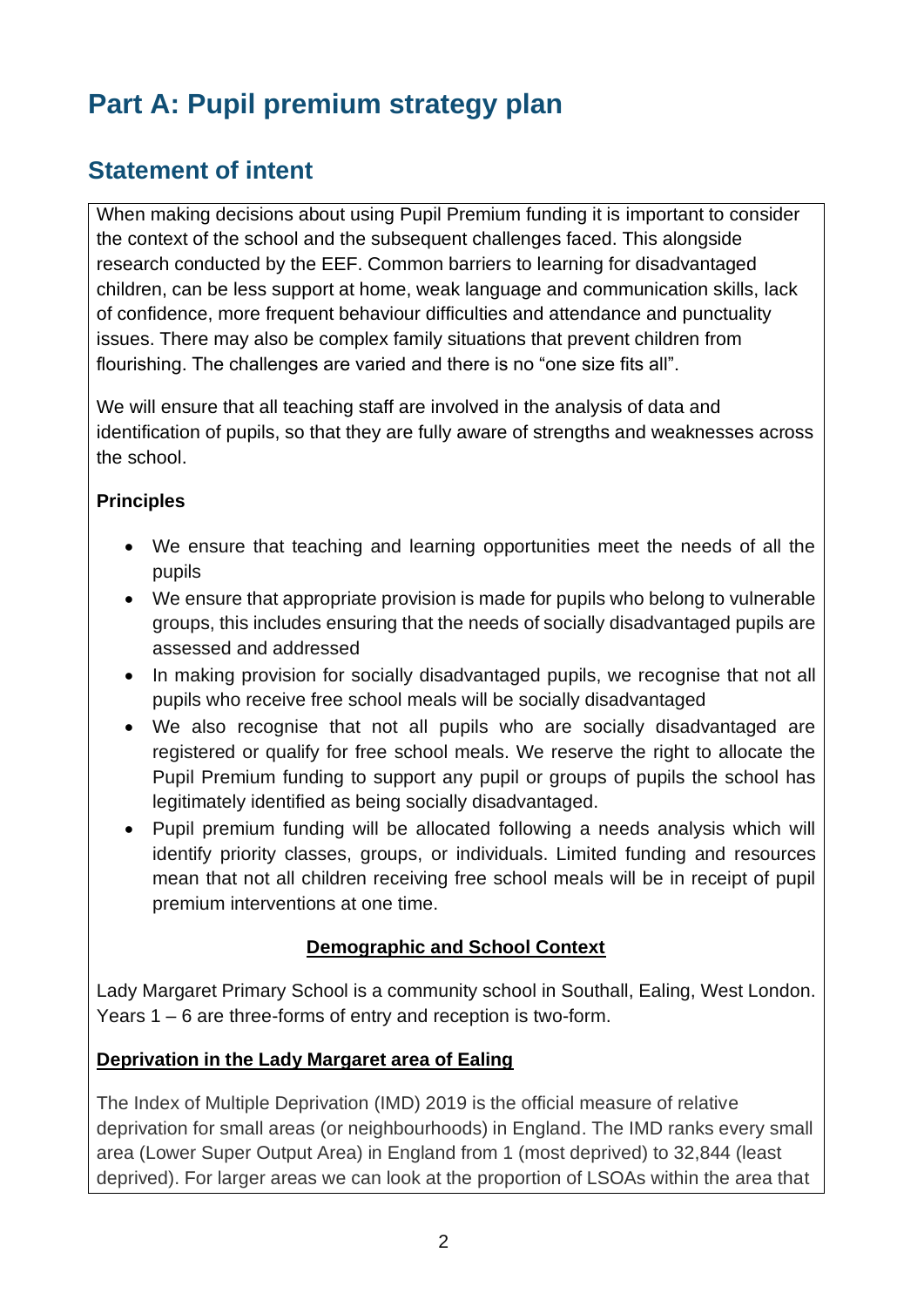# Part A: Pupil premium strategy plan

## Statement of intent

When making decisions about using Pupil Premium funding it is important to consider the context of the school and the subsequent challenges faced. This alongside research conducted by the EEF. Common barriers to learning for disadvantaged children, can be less support at home, weak language and communication skills, lack of confidence, more frequent behaviour difficulties and attendance and punctuality issues. There may also be complex family situations that prevent children from flourishing. The challenges are varied and there is no "one size fits all".

We will ensure that all teaching staff are involved in the analysis of data and identification of pupils, so that they are fully aware of strengths and weaknesses across the school.

**Principles**

- We ensure that teaching and learning opportunities meet the needs of all the pupils
- We ensure that appropriate provision is made for pupils who belong to vulnerable groups, this includes ensuring that the needs of socially disadvantaged pupils are assessed and addressed
- In making provision for socially disadvantaged pupils, we recognise that not all pupils who receive free school meals will be socially disadvantaged
- We also recognise that not all pupils who are socially disadvantaged are registered or qualify for free school meals. We reserve the right to allocate the Pupil Premium funding to support any pupil or groups of pupils the school has legitimately identified as being socially disadvantaged.
- Pupil premium funding will be allocated following a needs analysis which will identify priority classes, groups, or individuals. Limited funding and resources mean that not all children receiving free school meals will be in receipt of pupil premium interventions at one time.

**Demographic and School Context**

Lady Margaret Primary School is a community school in Southall, Ealing, West London. Years 1 – 6 are three-forms of entry and reception is two-form.

**Deprivation in the Lady Margaret area of Ealing**

The Index of Multiple Deprivation (IMD) 2019 is the official measure of relative deprivation for small areas (or neighbourhoods) in England. The IMD ranks every small area (Lower Super Output Area) in England from 1 (most deprived) to 32,844 (least deprived). For larger areas we can look at the proportion of LSOAs within the area that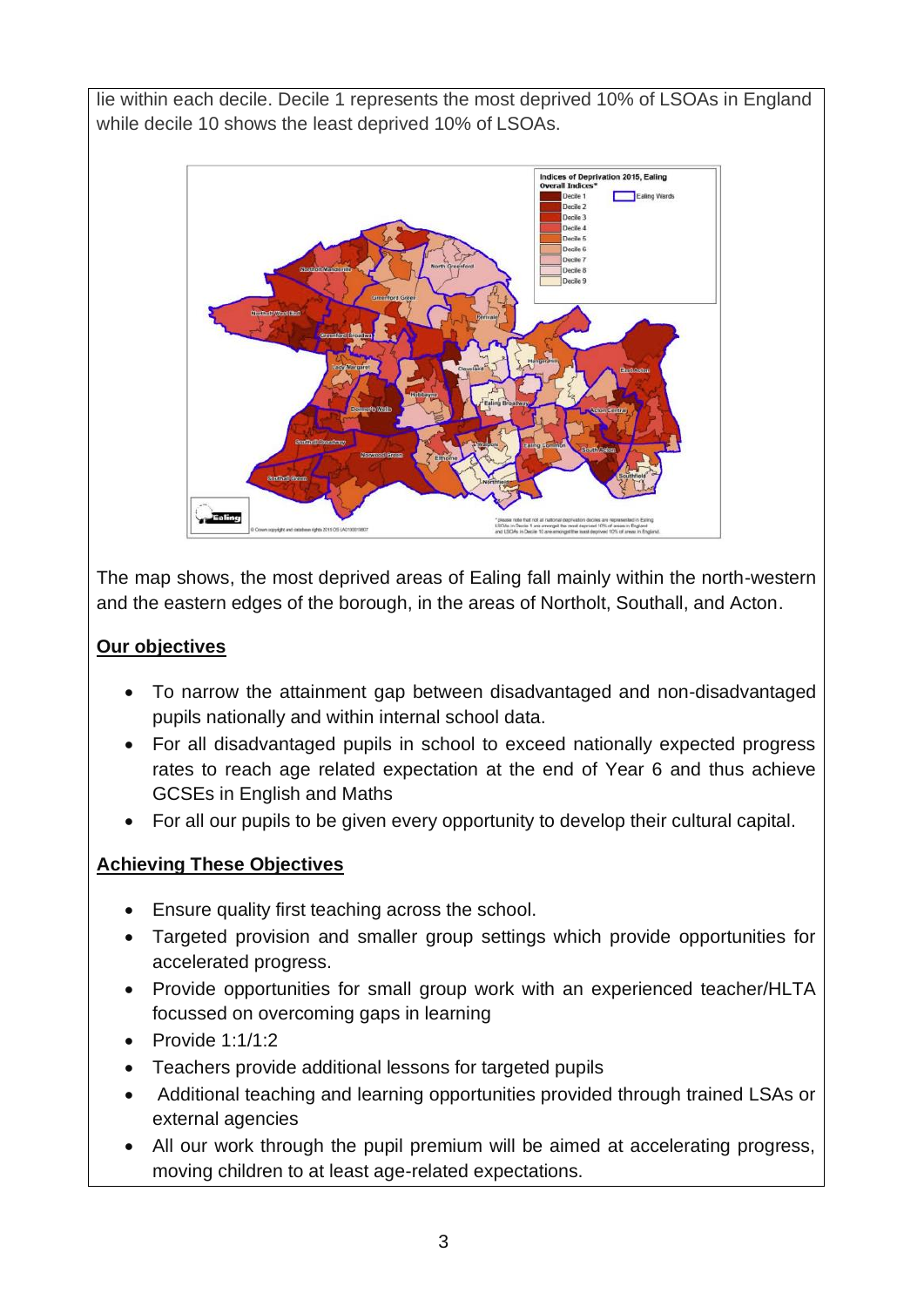lie within each decile. Decile 1 represents the most deprived 10% of LSOAs in England while decile 10 shows the least deprived 10% of LSOAs.

The map shows, the most deprived areas of Ealing fall mainly within the north-western and the eastern edges of the borough, in the areas of Northolt, Southall, and Acton.

## Our objectives

- To narrow the attainment gap between disadvantaged and non-disadvantaged pupils nationally and within internal school data.
- For all disadvantaged pupils in school to exceed nationally expected progress rates to reach age related expectation at the end of Year 6 and thus achieve GCSEs in English and Maths
- For all our pupils to be given every opportunity to develop their cultural capital.

## Achieving These Objectives

- Ensure quality first teaching across the school.
- Targeted provision and smaller group settings which provide opportunities for accelerated progress.
- Provide opportunities for small group work with an experienced teacher/HLTA focussed on overcoming gaps in learning
- Provide 1:1/1:2
- Teachers provide additional lessons for targeted pupils
- Additional teaching and learning opportunities provided through trained LSAs or external agencies
- All our work through the pupil premium will be aimed at accelerating progress, moving children to at least age-related expectations.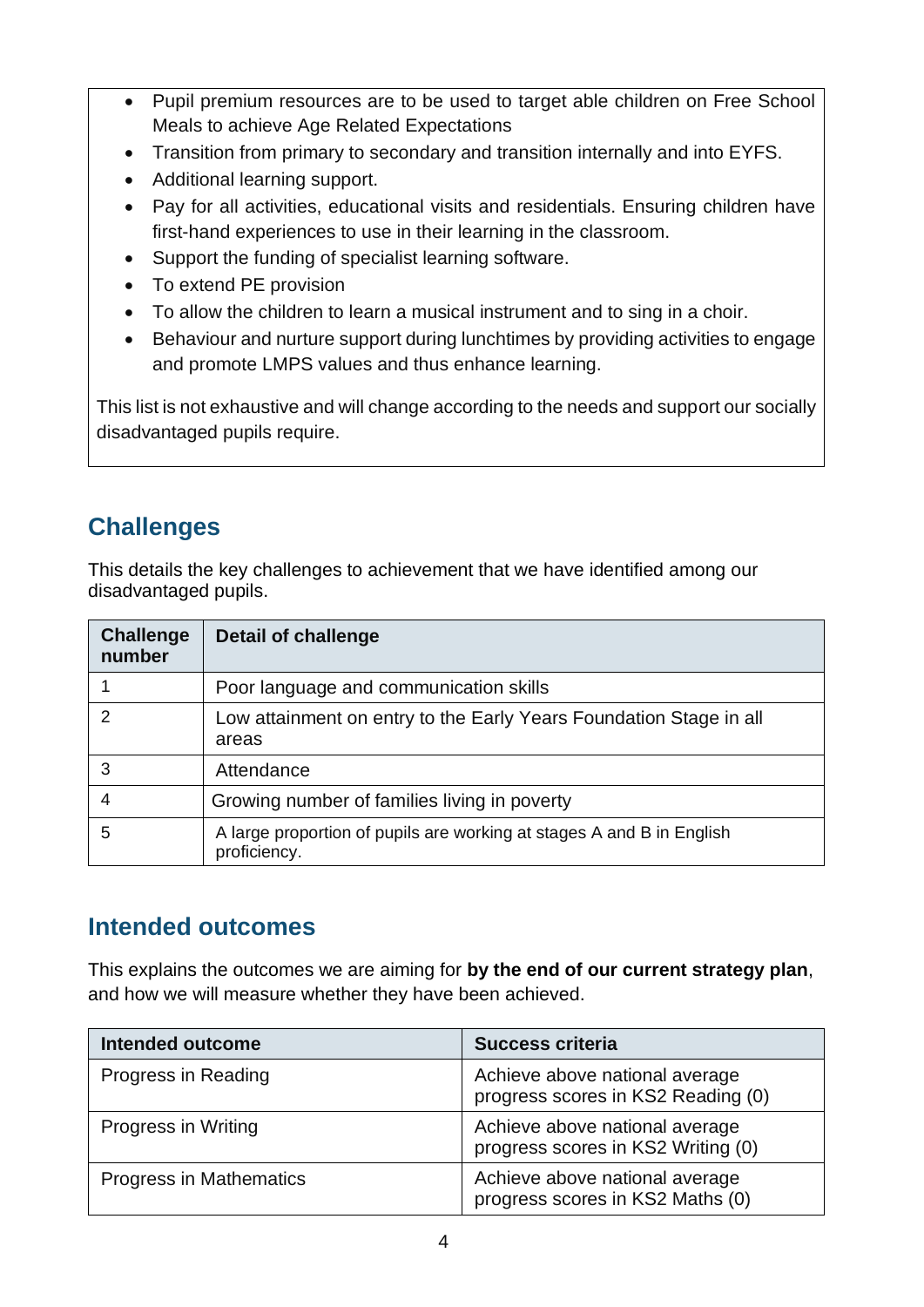- Pupil premium resources are to be used to target able children on Free School Meals to achieve Age Related Expectations
- Transition from primary to secondary and transition internally and into EYFS.
- Additional learning support.
- Pay for all activities, educational visits and residentials. Ensuring children have first-hand experiences to use in their learning in the classroom.
- Support the funding of specialist learning software.
- To extend PE provision
- To allow the children to learn a musical instrument and to sing in a choir.
- Behaviour and nurture support during lunchtimes by providing activities to engage and promote LMPS values and thus enhance learning.

This list is not exhaustive and will change according to the needs and support our socially disadvantaged pupils require.

## Challenges

This details the key challenges to achievement that we have identified among our disadvantaged pupils.

| Challenge number | Detail of challenge |
|---|---|
| 1 | Poor language and communication skills |
| 2 | Low attainment on entry to the Early Years Foundation Stage in all areas |
| 3 | Attendance |
| 4 | Growing number of families living in poverty |
| 5 | A large proportion of pupils are working at stages A and B in English proficiency. |

## Intended outcomes

This explains the outcomes we are aiming for **by the end of our current strategy plan**, and how we will measure whether they have been achieved.

| Intended outcome | Success criteria |
|---|---|
| Progress in Reading | Achieve above national average progress scores in KS2 Reading (0) |
| Progress in Writing | Achieve above national average progress scores in KS2 Writing (0) |
| Progress in Mathematics | Achieve above national average progress scores in KS2 Maths (0) |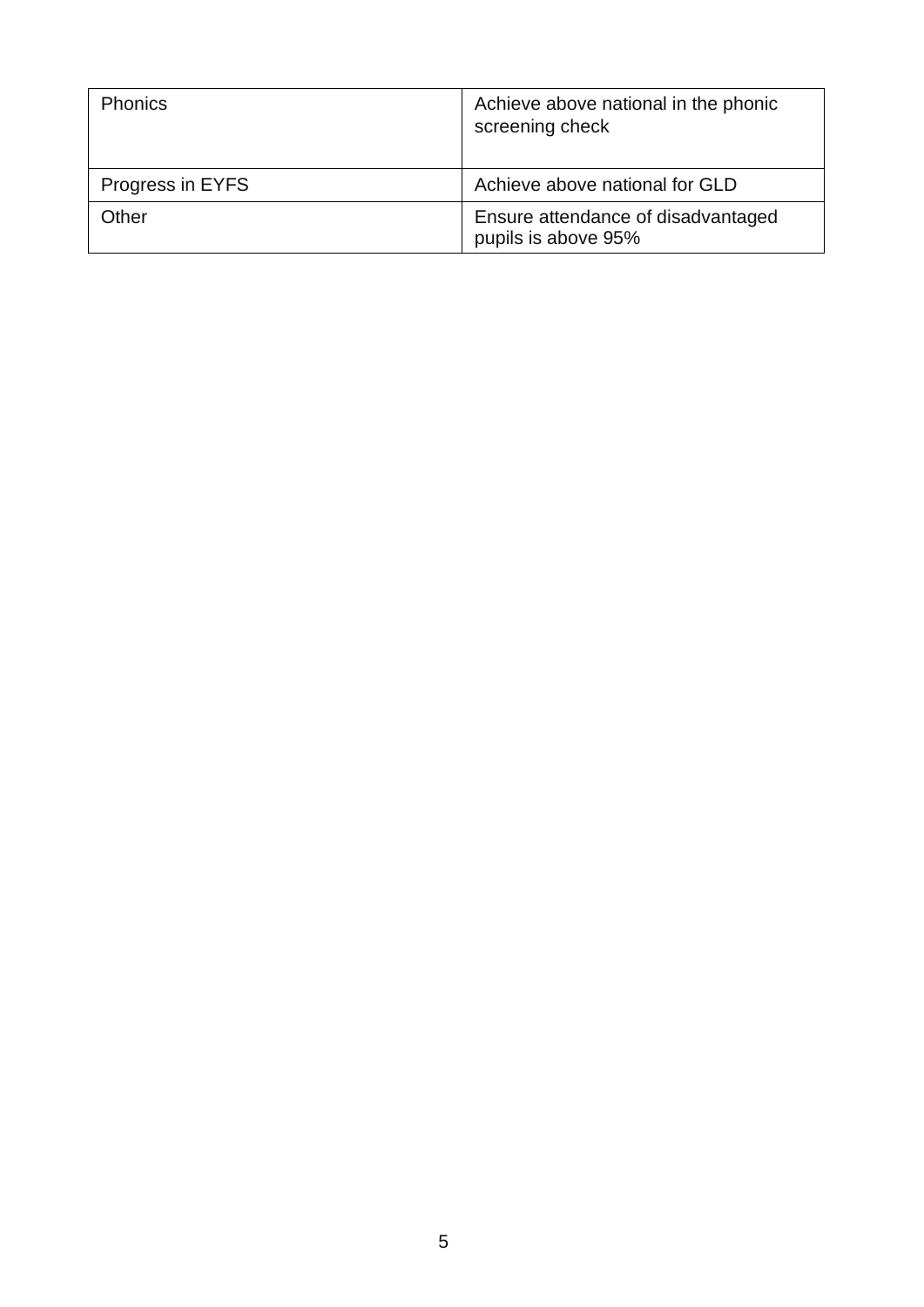| Phonics | Achieve above national in the phonic screening check |
|---|---|
| Progress in EYFS | Achieve above national for GLD |
| Other | Ensure attendance of disadvantaged pupils is above 95% |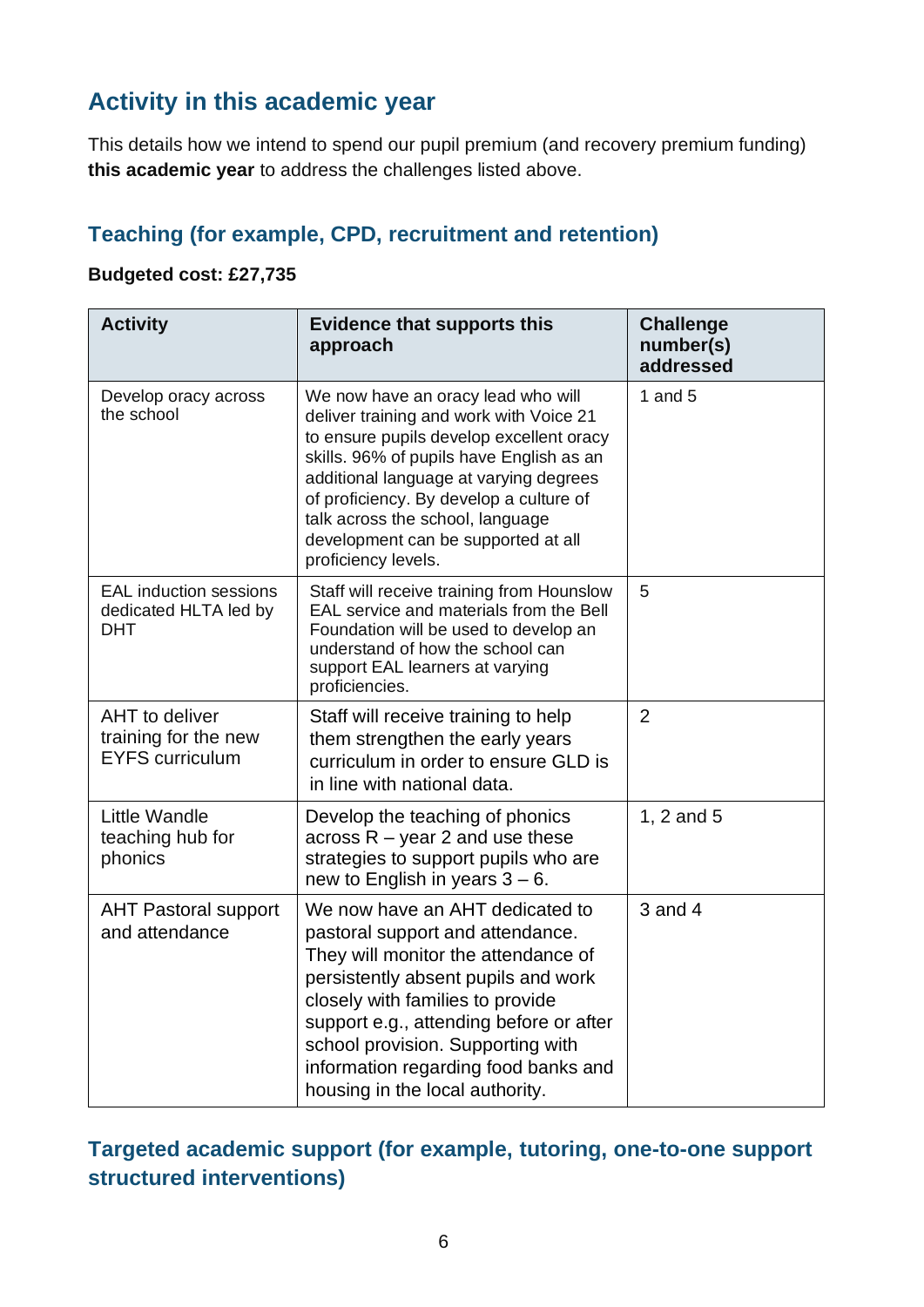## Activity in this academic year

This details how we intend to spend our pupil premium (and recovery premium funding) **this academic year** to address the challenges listed above.

### Teaching (for example, CPD, recruitment and retention)

**Budgeted cost: £27,735**

| Activity | Evidence that supports this approach | Challenge number(s) addressed |
|---|---|---|
| Develop oracy across the school | We now have an oracy lead who will deliver training and work with Voice 21 to ensure pupils develop excellent oracy skills. 96% of pupils have English as an additional language at varying degrees of proficiency. By develop a culture of talk across the school, language development can be supported at all proficiency levels. | 1 and 5 |
| EAL induction sessions dedicated HLTA led by DHT | Staff will receive training from Hounslow EAL service and materials from the Bell Foundation will be used to develop an understand of how the school can support EAL learners at varying proficiencies. | 5 |
| AHT to deliver training for the new EYFS curriculum | Staff will receive training to help them strengthen the early years curriculum in order to ensure GLD is in line with national data. | 2 |
| Little Wandle teaching hub for phonics | Develop the teaching of phonics across R – year 2 and use these strategies to support pupils who are new to English in years 3 – 6. | 1, 2 and 5 |
| AHT Pastoral support and attendance | We now have an AHT dedicated to pastoral support and attendance. They will monitor the attendance of persistently absent pupils and work closely with families to provide support e.g., attending before or after school provision. Supporting with information regarding food banks and housing in the local authority. | 3 and 4 |

### Targeted academic support (for example, tutoring, one-to-one support structured interventions)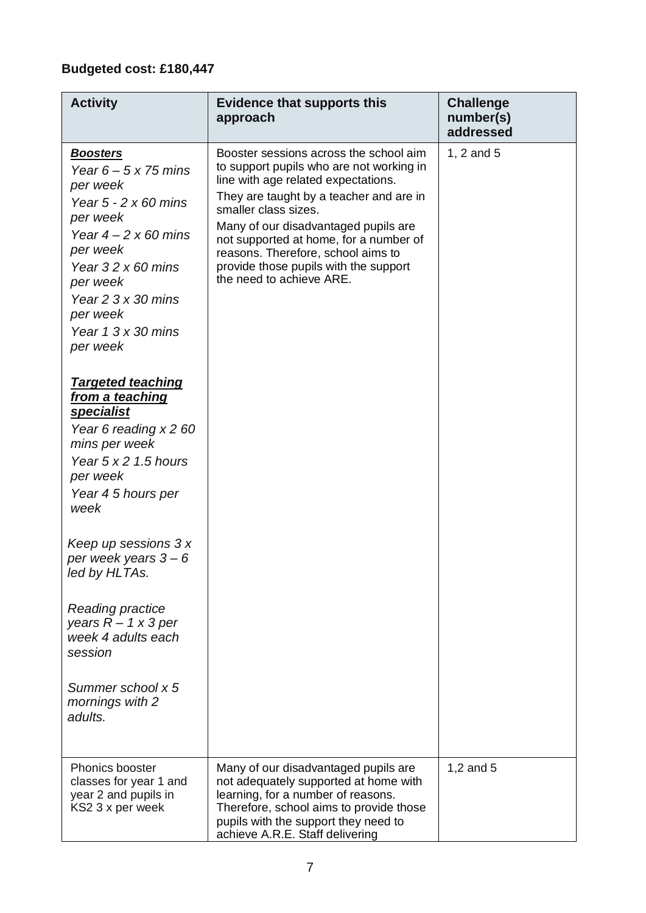**Budgeted cost: £180,447**

| Activity | Evidence that supports this approach | Challenge number(s) addressed |
|---|---|---|
| ***Boosters***<br>*Year 6 – 5 x 75 mins per week*<br>*Year 5 - 2 x 60 mins per week*<br>*Year 4 – 2 x 60 mins per week*<br>*Year 3 2 x 60 mins per week*<br>*Year 2 3 x 30 mins per week*<br>*Year 1 3 x 30 mins per week*<br><br>***Targeted teaching from a teaching specialist***<br>*Year 6 reading x 2 60 mins per week*<br>*Year 5 x 2 1.5 hours per week*<br>*Year 4 5 hours per week*<br><br>*Keep up sessions 3 x per week years 3 – 6 led by HLTAs.*<br><br>*Reading practice years R – 1 x 3 per week 4 adults each session*<br><br>*Summer school x 5 mornings with 2 adults.* | Booster sessions across the school aim to support pupils who are not working in line with age related expectations.<br>They are taught by a teacher and are in smaller class sizes.<br>Many of our disadvantaged pupils are not supported at home, for a number of reasons. Therefore, school aims to provide those pupils with the support the need to achieve ARE. | 1, 2 and 5 |
| Phonics booster classes for year 1 and year 2 and pupils in KS2 3 x per week | Many of our disadvantaged pupils are not adequately supported at home with learning, for a number of reasons. Therefore, school aims to provide those pupils with the support they need to achieve A.R.E. Staff delivering | 1,2 and 5 |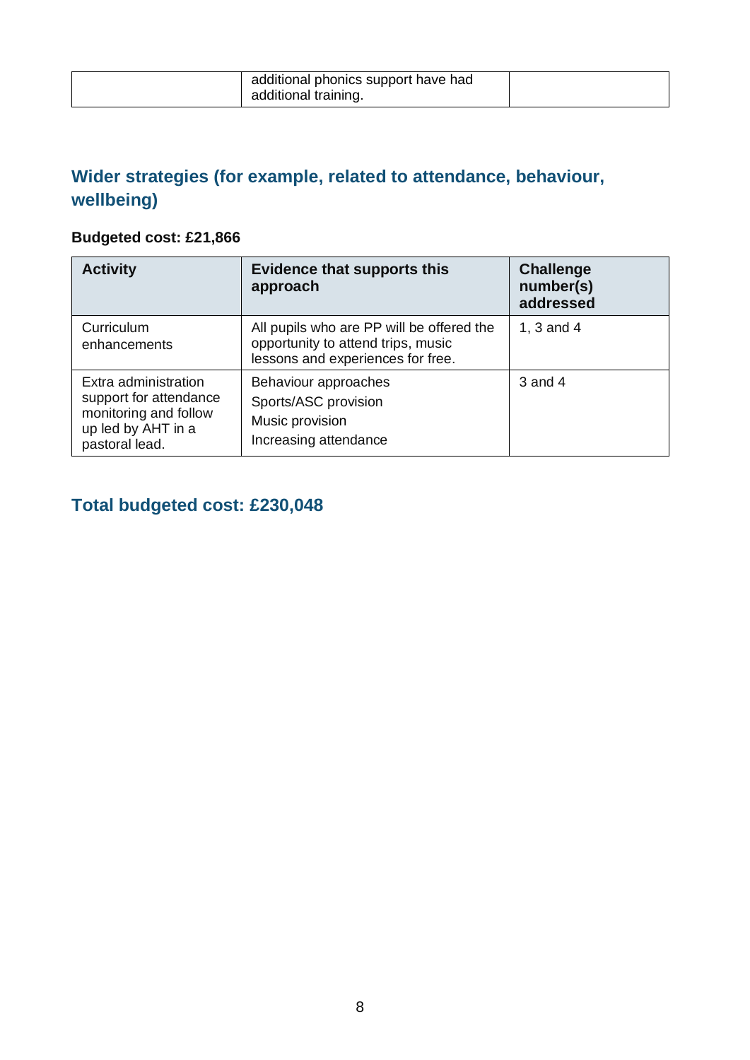| | additional phonics support have had additional training. | |
|---|---|---|

## Wider strategies (for example, related to attendance, behaviour, wellbeing)

**Budgeted cost: £21,866**

| Activity | Evidence that supports this approach | Challenge number(s) addressed |
|---|---|---|
| Curriculum enhancements | All pupils who are PP will be offered the opportunity to attend trips, music lessons and experiences for free. | 1, 3 and 4 |
| Extra administration support for attendance monitoring and follow up led by AHT in a pastoral lead. | Behaviour approaches<br>Sports/ASC provision<br>Music provision<br>Increasing attendance | 3 and 4 |

## Total budgeted cost: £230,048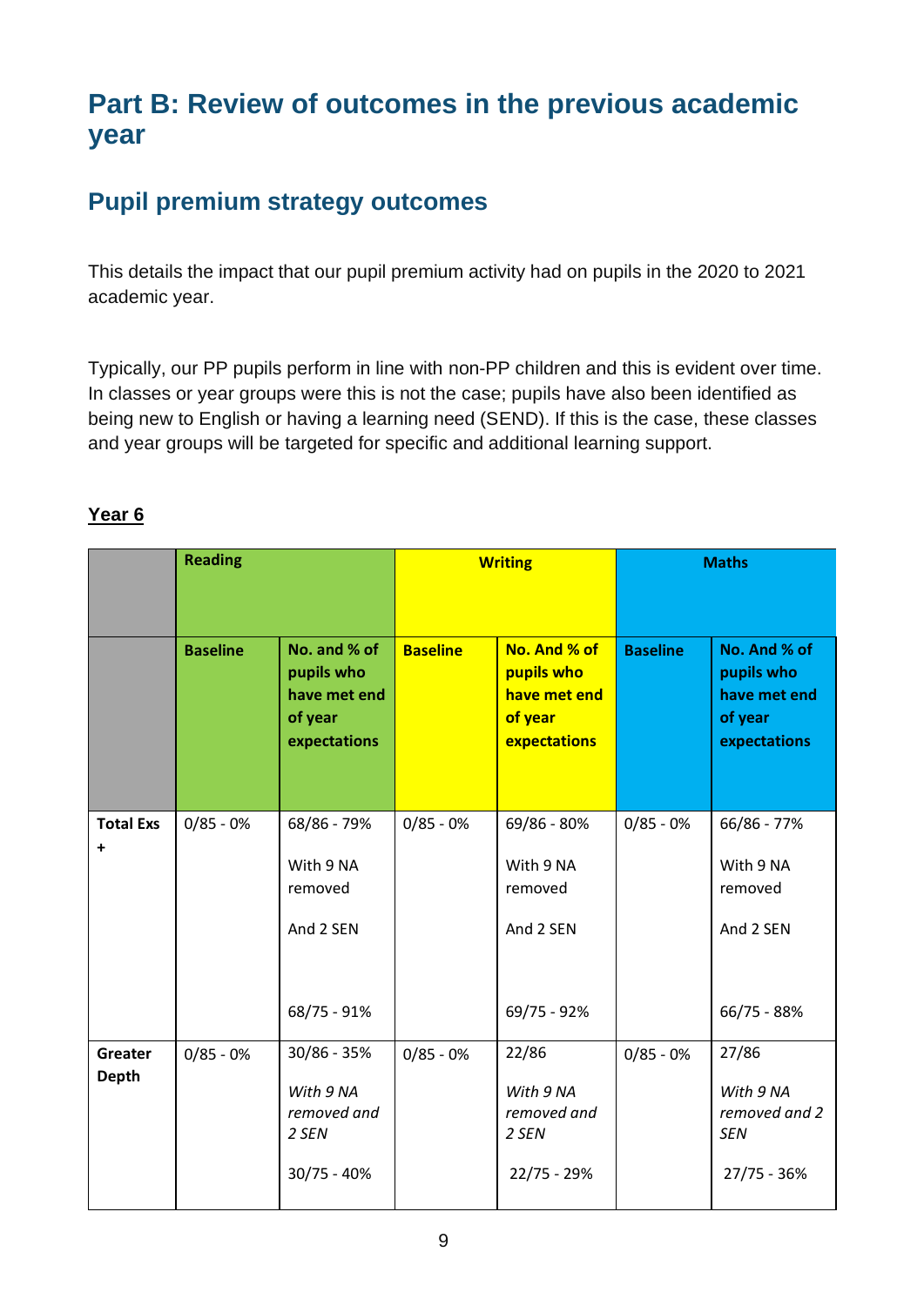## Part B: Review of outcomes in the previous academic year

### Pupil premium strategy outcomes

This details the impact that our pupil premium activity had on pupils in the 2020 to 2021 academic year.

Typically, our PP pupils perform in line with non-PP children and this is evident over time. In classes or year groups were this is not the case; pupils have also been identified as being new to English or having a learning need (SEND). If this is the case, these classes and year groups will be targeted for specific and additional learning support.

**Year 6**

| | Reading | | Writing | | Maths | |
|---|---|---|---|---|---|---|
| | **Baseline** | **No. and % of pupils who have met end of year expectations** | **Baseline** | **No. And % of pupils who have met end of year expectations** | **Baseline** | **No. And % of pupils who have met end of year expectations** |
| **Total Exs +** | 0/85 - 0% | 68/86 - 79%<br><br>With 9 NA removed<br><br>And 2 SEN<br><br>68/75 - 91% | 0/85 - 0% | 69/86 - 80%<br><br>With 9 NA removed<br><br>And 2 SEN<br><br>69/75 - 92% | 0/85 - 0% | 66/86 - 77%<br><br>With 9 NA removed<br><br>And 2 SEN<br><br>66/75 - 88% |
| **Greater Depth** | 0/85 - 0% | 30/86 - 35%<br><br>*With 9 NA removed and 2 SEN*<br><br>30/75 - 40% | 0/85 - 0% | 22/86<br><br>*With 9 NA removed and 2 SEN*<br><br>22/75 - 29% | 0/85 - 0% | 27/86<br><br>*With 9 NA removed and 2 SEN*<br><br>27/75 - 36% |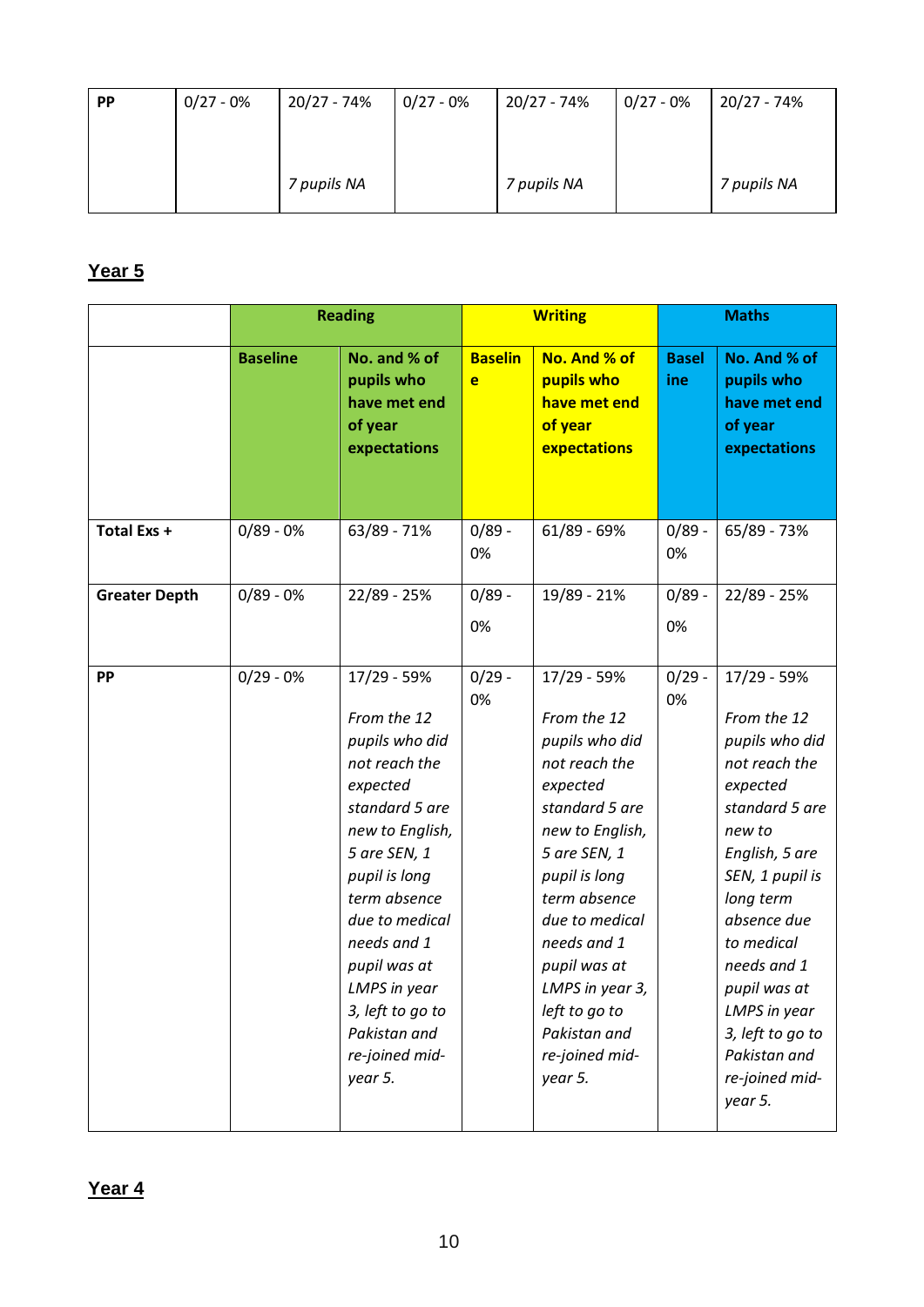| PP | 0/27 - 0% | 20/27 - 74%<br><br>*7 pupils NA* | 0/27 - 0% | 20/27 - 74%<br><br>*7 pupils NA* | 0/27 - 0% | 20/27 - 74%<br><br>*7 pupils NA* |
|---|---|---|---|---|---|---|

## Year 5

| | Reading | | Writing | | Maths | |
|---|---|---|---|---|---|---|
| | **Baseline** | **No. and % of pupils who have met end of year expectations** | **Baseline** | **No. And % of pupils who have met end of year expectations** | **Baseline** | **No. And % of pupils who have met end of year expectations** |
| **Total Exs +** | 0/89 - 0% | 63/89 - 71% | 0/89 - 0% | 61/89 - 69% | 0/89 - 0% | 65/89 - 73% |
| **Greater Depth** | 0/89 - 0% | 22/89 - 25% | 0/89 - 0% | 19/89 - 21% | 0/89 - 0% | 22/89 - 25% |
| **PP** | 0/29 - 0% | 17/29 - 59%<br><br>*From the 12 pupils who did not reach the expected standard 5 are new to English, 5 are SEN, 1 pupil is long term absence due to medical needs and 1 pupil was at LMPS in year 3, left to go to Pakistan and re-joined mid-year 5.* | 0/29 - 0% | 17/29 - 59%<br><br>*From the 12 pupils who did not reach the expected standard 5 are new to English, 5 are SEN, 1 pupil is long term absence due to medical needs and 1 pupil was at LMPS in year 3, left to go to Pakistan and re-joined mid-year 5.* | 0/29 - 0% | 17/29 - 59%<br><br>*From the 12 pupils who did not reach the expected standard 5 are new to English, 5 are SEN, 1 pupil is long term absence due to medical needs and 1 pupil was at LMPS in year 3, left to go to Pakistan and re-joined mid-year 5.* |

## Year 4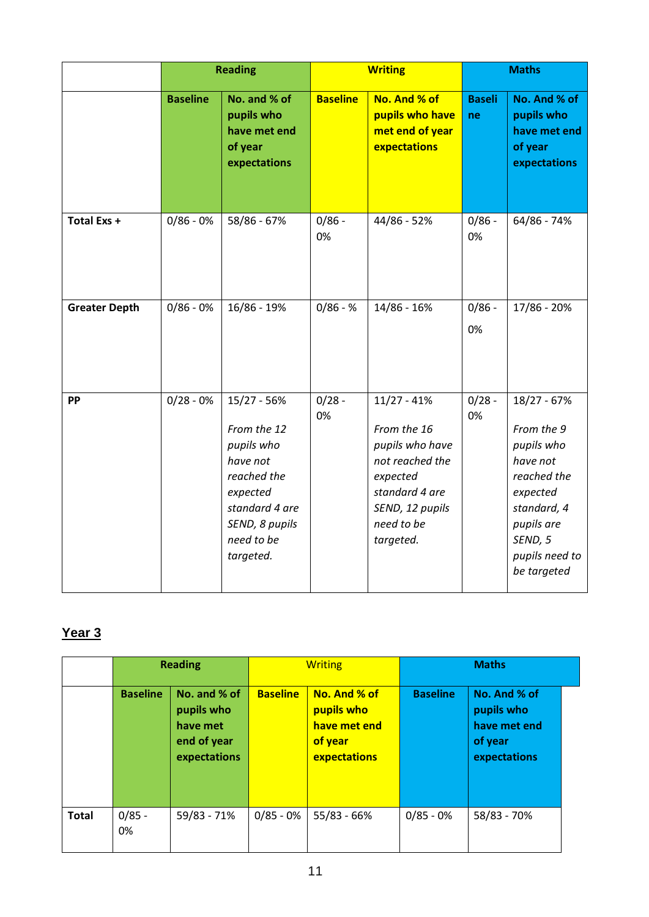| | Reading | | Writing | | Maths | |
|---|---|---|---|---|---|---|
| | **Baseline** | **No. and % of pupils who have met end of year expectations** | **Baseline** | **No. And % of pupils who have met end of year expectations** | **Baseline** | **No. And % of pupils who have met end of year expectations** |
| **Total Exs +** | 0/86 - 0% | 58/86 - 67% | 0/86 - 0% | 44/86 - 52% | 0/86 - 0% | 64/86 - 74% |
| **Greater Depth** | 0/86 - 0% | 16/86 - 19% | 0/86 - % | 14/86 - 16% | 0/86 - 0% | 17/86 - 20% |
| **PP** | 0/28 - 0% | 15/27 - 56% *From the 12 pupils who have not reached the expected standard 4 are SEND, 8 pupils need to be targeted.* | 0/28 - 0% | 11/27 - 41% *From the 16 pupils who have not reached the expected standard 4 are SEND, 12 pupils need to be targeted.* | 0/28 - 0% | 18/27 - 67% *From the 9 pupils who have not reached the expected standard, 4 pupils are SEND, 5 pupils need to be targeted* |

## Year 3

| | Reading | | Writing | | Maths | |
|---|---|---|---|---|---|---|
| | **Baseline** | **No. and % of pupils who have met end of year expectations** | **Baseline** | **No. And % of pupils who have met end of year expectations** | **Baseline** | **No. And % of pupils who have met end of year expectations** |
| **Total** | 0/85 - 0% | 59/83 - 71% | 0/85 - 0% | 55/83 - 66% | 0/85 - 0% | 58/83 - 70% |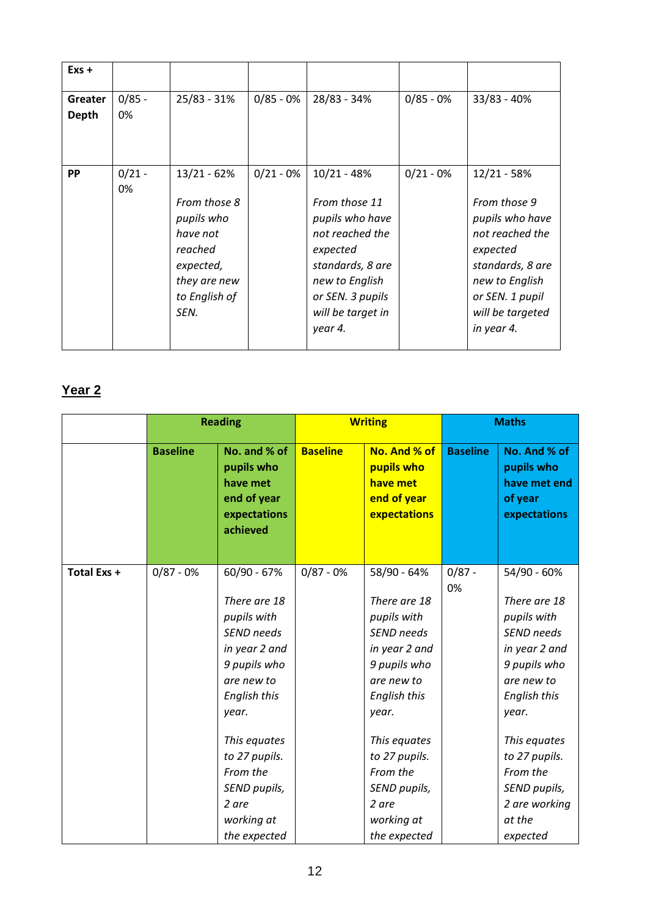| Exs + | | | | | | |
|---|---|---|---|---|---|---|
| **Greater Depth** | 0/85 - 0% | 25/83 - 31% | 0/85 - 0% | 28/83 - 34% | 0/85 - 0% | 33/83 - 40% |
| **PP** | 0/21 - 0% | 13/21 - 62%<br><br>*From those 8 pupils who have not reached expected, they are new to English of SEN.* | 0/21 - 0% | 10/21 - 48%<br><br>*From those 11 pupils who have not reached the expected standards, 8 are new to English or SEN. 3 pupils will be target in year 4.* | 0/21 - 0% | 12/21 - 58%<br><br>*From those 9 pupils who have not reached the expected standards, 8 are new to English or SEN. 1 pupil will be targeted in year 4.* |

## Year 2

| | **Reading** | | **Writing** | | **Maths** | |
|---|---|---|---|---|---|---|
| | **Baseline** | **No. and % of pupils who have met end of year expectations achieved** | **Baseline** | **No. And % of pupils who have met end of year expectations** | **Baseline** | **No. And % of pupils who have met end of year expectations** |
| **Total Exs +** | 0/87 - 0% | 60/90 - 67%<br><br>*There are 18 pupils with SEND needs in year 2 and 9 pupils who are new to English this year.*<br><br>*This equates to 27 pupils. From the SEND pupils, 2 are working at the expected* | 0/87 - 0% | 58/90 - 64%<br><br>*There are 18 pupils with SEND needs in year 2 and 9 pupils who are new to English this year.*<br><br>*This equates to 27 pupils. From the SEND pupils, 2 are working at the expected* | 0/87 - 0% | 54/90 - 60%<br><br>*There are 18 pupils with SEND needs in year 2 and 9 pupils who are new to English this year.*<br><br>*This equates to 27 pupils. From the SEND pupils, 2 are working at the expected* |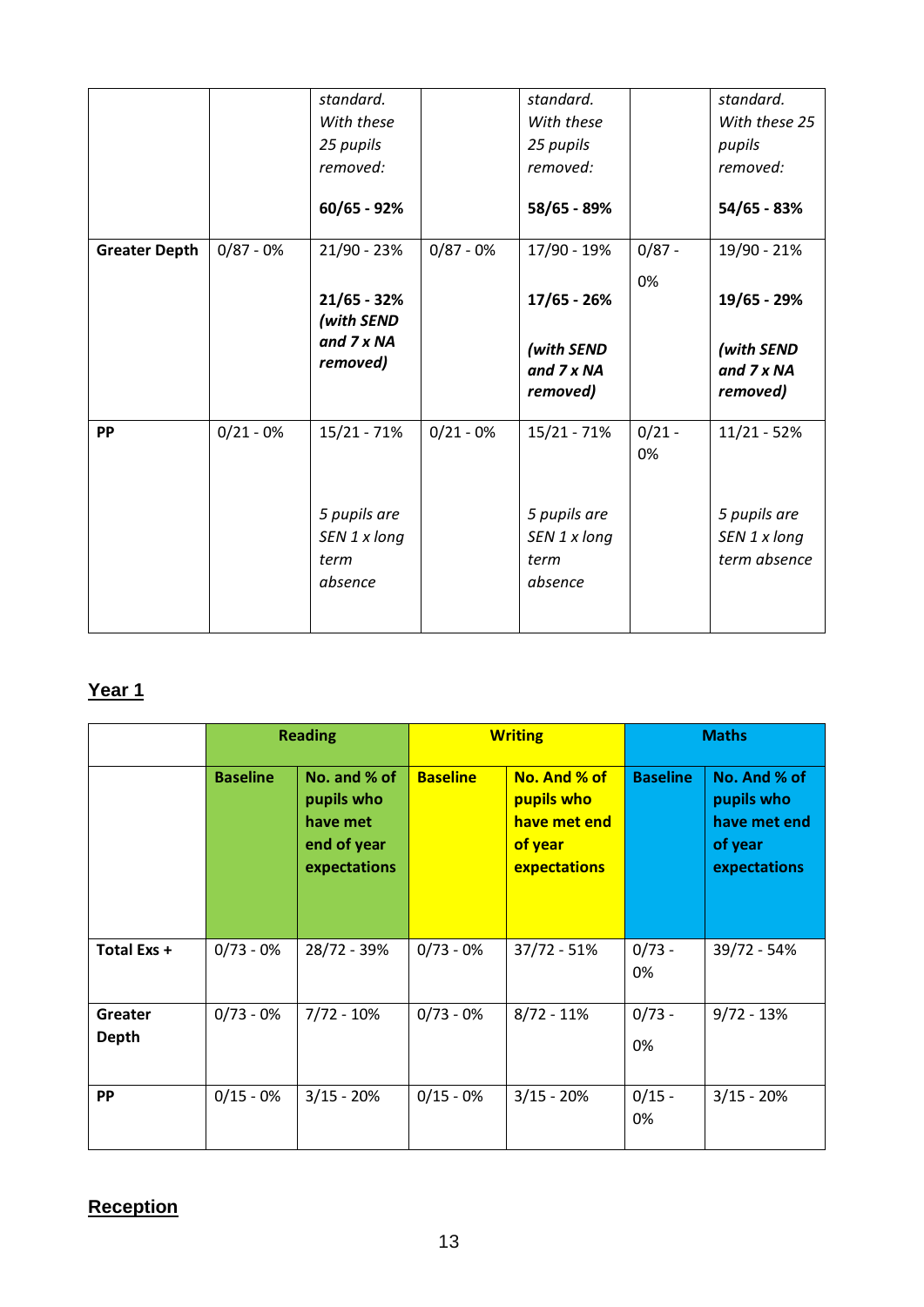| | | | | | | |
|---|---|---|---|---|---|---|
| | | *standard. With these 25 pupils removed:* **60/65 - 92%** | | *standard. With these 25 pupils removed:* **58/65 - 89%** | | *standard. With these 25 pupils removed:* **54/65 - 83%** |
| **Greater Depth** | 0/87 - 0% | 21/90 - 23% **21/65 - 32%** ***(with SEND and 7 x NA removed)*** | 0/87 - 0% | 17/90 - 19% **17/65 - 26%** ***(with SEND and 7 x NA removed)*** | 0/87 - 0% | 19/90 - 21% **19/65 - 29%** ***(with SEND and 7 x NA removed)*** |
| **PP** | 0/21 - 0% | 15/21 - 71% *5 pupils are SEN 1 x long term absence* | 0/21 - 0% | 15/21 - 71% *5 pupils are SEN 1 x long term absence* | 0/21 - 0% | 11/21 - 52% *5 pupils are SEN 1 x long term absence* |

## Year 1

| | **Reading** | | **Writing** | | **Maths** | |
|---|---|---|---|---|---|---|
| | **Baseline** | **No. and % of pupils who have met end of year expectations** | **Baseline** | **No. And % of pupils who have met end of year expectations** | **Baseline** | **No. And % of pupils who have met end of year expectations** |
| **Total Exs +** | 0/73 - 0% | 28/72 - 39% | 0/73 - 0% | 37/72 - 51% | 0/73 - 0% | 39/72 - 54% |
| **Greater Depth** | 0/73 - 0% | 7/72 - 10% | 0/73 - 0% | 8/72 - 11% | 0/73 - 0% | 9/72 - 13% |
| **PP** | 0/15 - 0% | 3/15 - 20% | 0/15 - 0% | 3/15 - 20% | 0/15 - 0% | 3/15 - 20% |

## Reception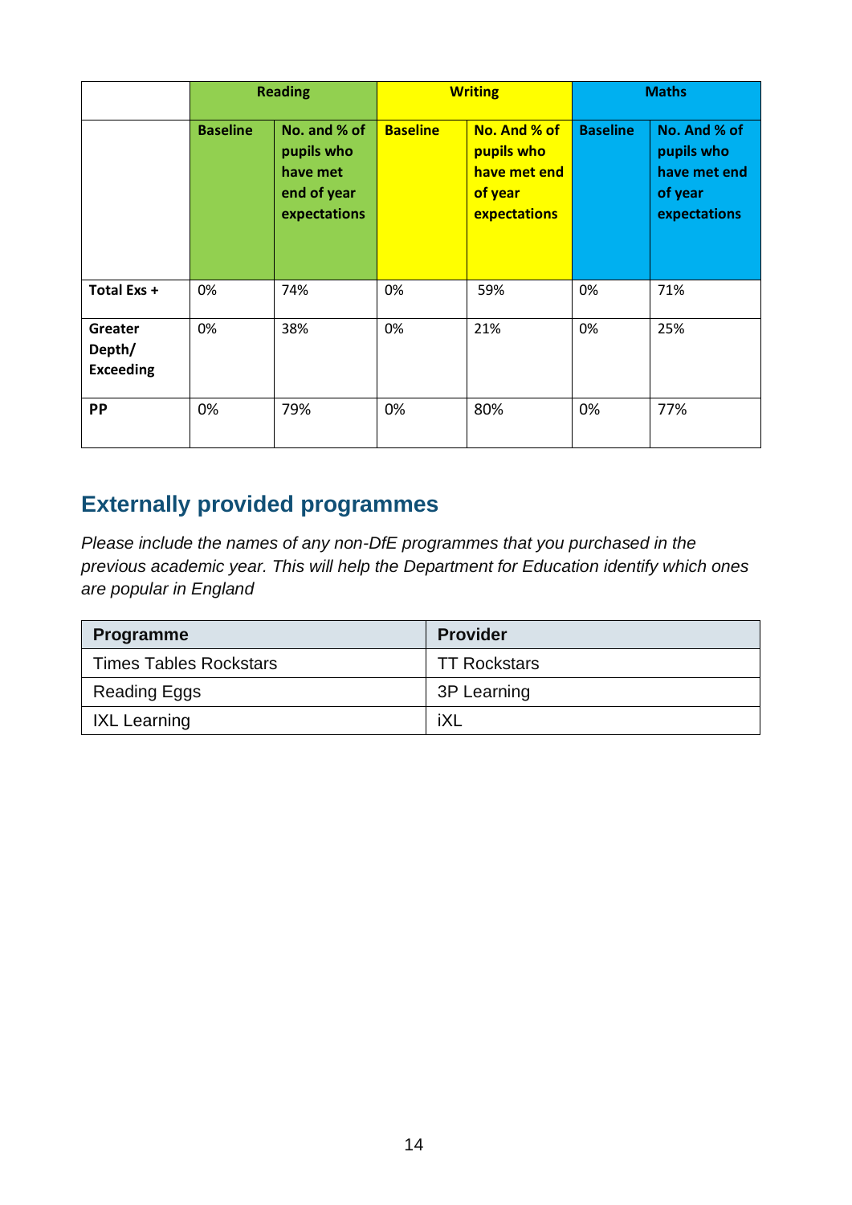| | Reading | | Writing | | Maths | |
|---|---|---|---|---|---|---|
| | **Baseline** | **No. and % of pupils who have met end of year expectations** | **Baseline** | **No. And % of pupils who have met end of year expectations** | **Baseline** | **No. And % of pupils who have met end of year expectations** |
| **Total Exs +** | 0% | 74% | 0% | 59% | 0% | 71% |
| **Greater Depth/ Exceeding** | 0% | 38% | 0% | 21% | 0% | 25% |
| **PP** | 0% | 79% | 0% | 80% | 0% | 77% |

## Externally provided programmes

*Please include the names of any non-DfE programmes that you purchased in the previous academic year. This will help the Department for Education identify which ones are popular in England*

| Programme | Provider |
|---|---|
| Times Tables Rockstars | TT Rockstars |
| Reading Eggs | 3P Learning |
| IXL Learning | iXL |